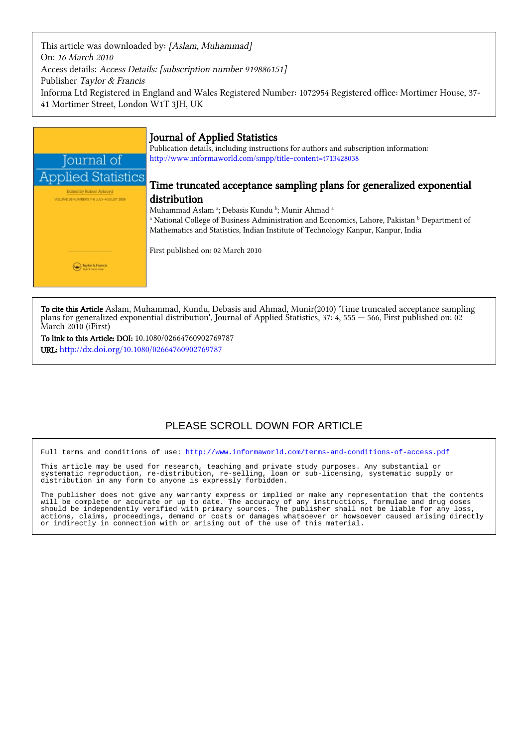This article was downloaded by: *[Aslam, Muhammad]*
On: *16 March 2010*
Access details: *Access Details: [subscription number 919886151]*
Publisher *Taylor & Francis*
Informa Ltd Registered in England and Wales Registered Number: 1072954 Registered office: Mortimer House, 37-41 Mortimer Street, London W1T 3JH, UK

# Journal of Applied Statistics

Publication details, including instructions for authors and subscription information:
http://www.informaworld.com/smpp/title~content=t713428038

## Time truncated acceptance sampling plans for generalized exponential distribution

Muhammad Aslam [a]; Debasis Kundu [b]; Munir Ahmad [a]

[a] National College of Business Administration and Economics, Lahore, Pakistan [b] Department of Mathematics and Statistics, Indian Institute of Technology Kanpur, Kanpur, India

First published on: 02 March 2010

**To cite this Article** Aslam, Muhammad, Kundu, Debasis and Ahmad, Munir(2010) 'Time truncated acceptance sampling plans for generalized exponential distribution', Journal of Applied Statistics, 37: 4, 555 — 566, First published on: 02 March 2010 (iFirst)

**To link to this Article: DOI:** 10.1080/02664760902769787

**URL:** http://dx.doi.org/10.1080/02664760902769787

PLEASE SCROLL DOWN FOR ARTICLE

Full terms and conditions of use: http://www.informaworld.com/terms-and-conditions-of-access.pdf

This article may be used for research, teaching and private study purposes. Any substantial or systematic reproduction, re-distribution, re-selling, loan or sub-licensing, systematic supply or distribution in any form to anyone is expressly forbidden.

The publisher does not give any warranty express or implied or make any representation that the contents will be complete or accurate or up to date. The accuracy of any instructions, formulae and drug doses should be independently verified with primary sources. The publisher shall not be liable for any loss, actions, claims, proceedings, demand or costs or damages whatsoever or howsoever caused arising directly or indirectly in connection with or arising out of the use of this material.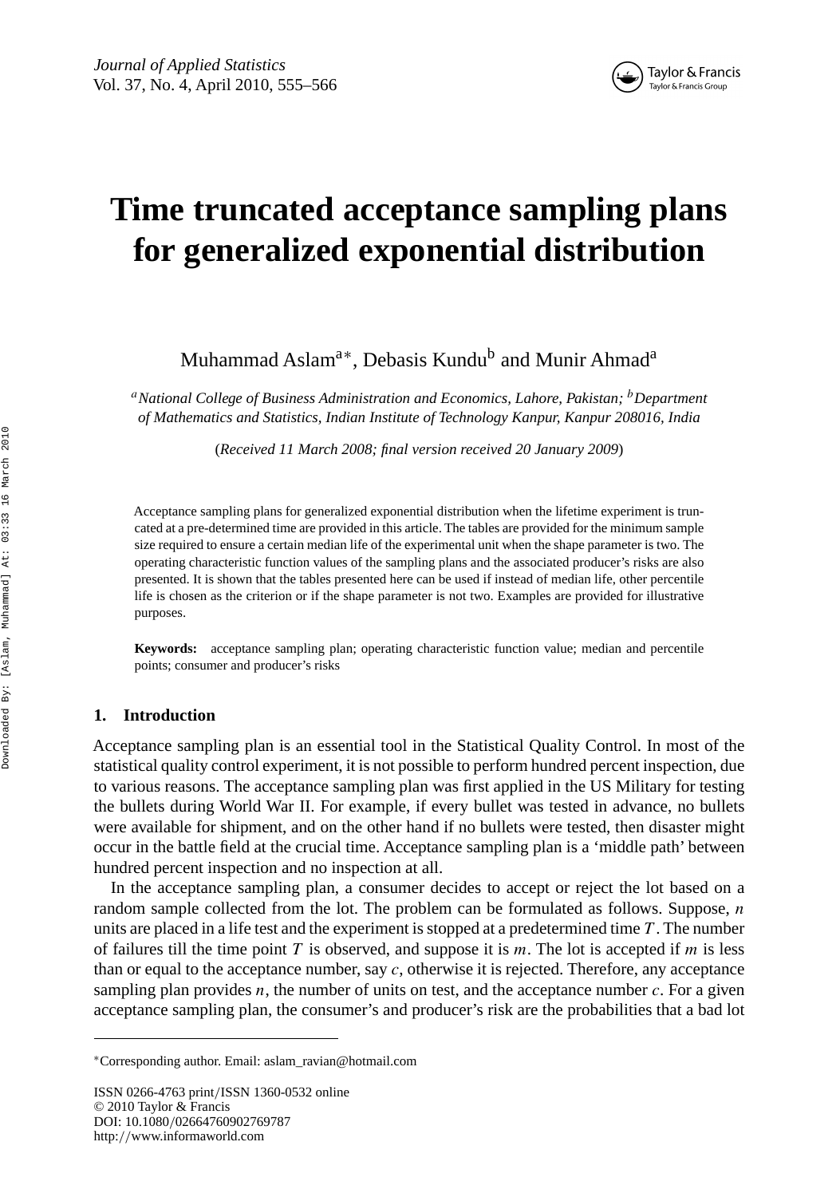# Time truncated acceptance sampling plans for generalized exponential distribution

Muhammad Aslam[a*], Debasis Kundu[b] and Munir Ahmad[a]

[a]*National College of Business Administration and Economics, Lahore, Pakistan;* [b]*Department of Mathematics and Statistics, Indian Institute of Technology Kanpur, Kanpur 208016, India*

(*Received 11 March 2008; final version received 20 January 2009*)

Acceptance sampling plans for generalized exponential distribution when the lifetime experiment is truncated at a pre-determined time are provided in this article. The tables are provided for the minimum sample size required to ensure a certain median life of the experimental unit when the shape parameter is two. The operating characteristic function values of the sampling plans and the associated producer's risks are also presented. It is shown that the tables presented here can be used if instead of median life, other percentile life is chosen as the criterion or if the shape parameter is not two. Examples are provided for illustrative purposes.

**Keywords:** acceptance sampling plan; operating characteristic function value; median and percentile points; consumer and producer's risks

## 1. Introduction

Acceptance sampling plan is an essential tool in the Statistical Quality Control. In most of the statistical quality control experiment, it is not possible to perform hundred percent inspection, due to various reasons. The acceptance sampling plan was first applied in the US Military for testing the bullets during World War II. For example, if every bullet was tested in advance, no bullets were available for shipment, and on the other hand if no bullets were tested, then disaster might occur in the battle field at the crucial time. Acceptance sampling plan is a 'middle path' between hundred percent inspection and no inspection at all.

In the acceptance sampling plan, a consumer decides to accept or reject the lot based on a random sample collected from the lot. The problem can be formulated as follows. Suppose, $n$ units are placed in a life test and the experiment is stopped at a predetermined time $T$. The number of failures till the time point $T$ is observed, and suppose it is $m$. The lot is accepted if $m$ is less than or equal to the acceptance number, say $c$, otherwise it is rejected. Therefore, any acceptance sampling plan provides $n$, the number of units on test, and the acceptance number $c$. For a given acceptance sampling plan, the consumer's and producer's risk are the probabilities that a bad lot

*Corresponding author. Email: aslam_ravian@hotmail.com

ISSN 0266-4763 print/ISSN 1360-0532 online
© 2010 Taylor & Francis
DOI: 10.1080/02664760902769787
http://www.informaworld.com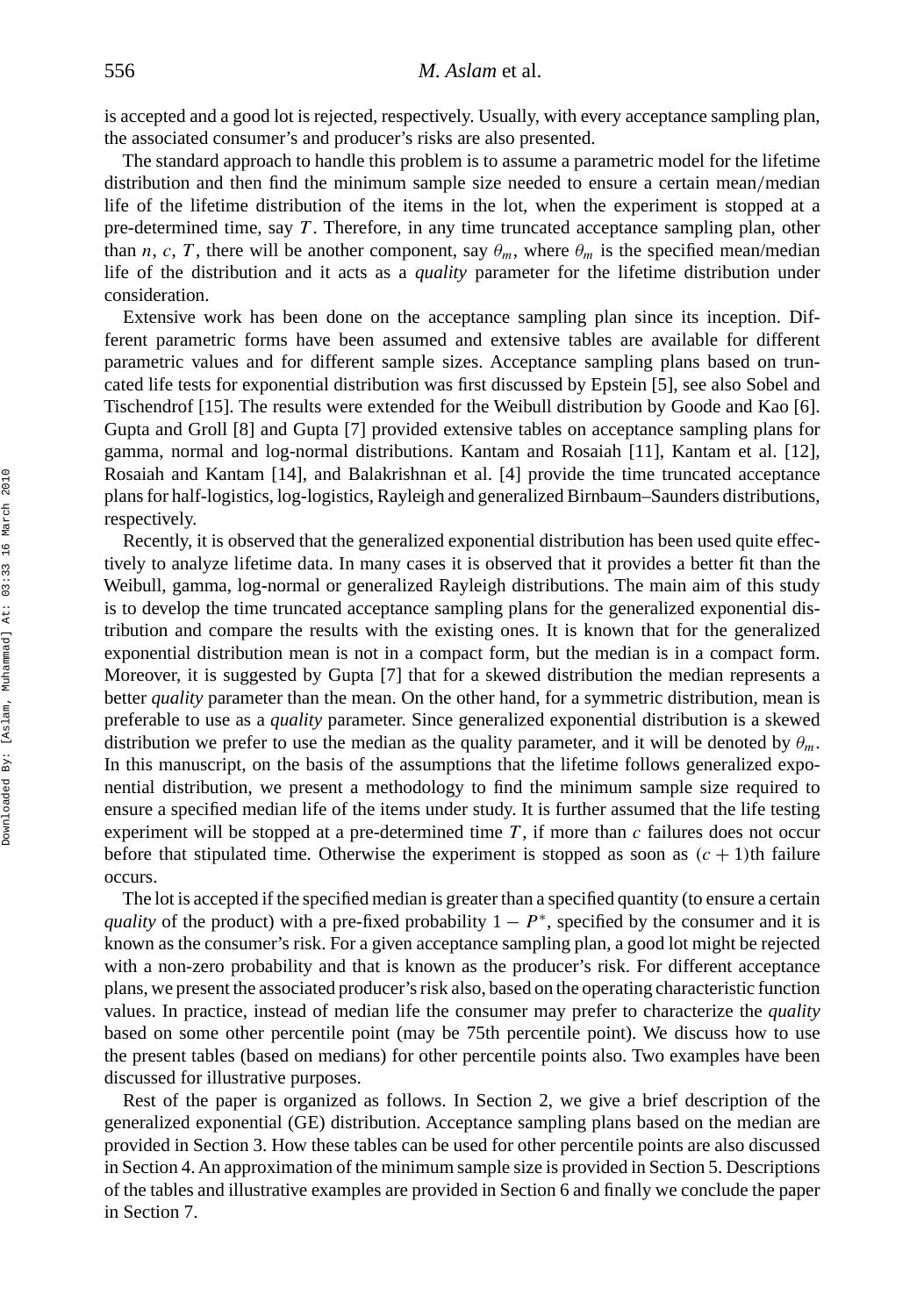is accepted and a good lot is rejected, respectively. Usually, with every acceptance sampling plan, the associated consumer's and producer's risks are also presented.

The standard approach to handle this problem is to assume a parametric model for the lifetime distribution and then find the minimum sample size needed to ensure a certain mean/median life of the lifetime distribution of the items in the lot, when the experiment is stopped at a pre-determined time, say $T$. Therefore, in any time truncated acceptance sampling plan, other than $n$, $c$, $T$, there will be another component, say $\theta_m$, where $\theta_m$ is the specified mean/median life of the distribution and it acts as a *quality* parameter for the lifetime distribution under consideration.

Extensive work has been done on the acceptance sampling plan since its inception. Different parametric forms have been assumed and extensive tables are available for different parametric values and for different sample sizes. Acceptance sampling plans based on truncated life tests for exponential distribution was first discussed by Epstein [5], see also Sobel and Tischendrof [15]. The results were extended for the Weibull distribution by Goode and Kao [6]. Gupta and Groll [8] and Gupta [7] provided extensive tables on acceptance sampling plans for gamma, normal and log-normal distributions. Kantam and Rosaiah [11], Kantam et al. [12], Rosaiah and Kantam [14], and Balakrishnan et al. [4] provide the time truncated acceptance plans for half-logistics, log-logistics, Rayleigh and generalized Birnbaum–Saunders distributions, respectively.

Recently, it is observed that the generalized exponential distribution has been used quite effectively to analyze lifetime data. In many cases it is observed that it provides a better fit than the Weibull, gamma, log-normal or generalized Rayleigh distributions. The main aim of this study is to develop the time truncated acceptance sampling plans for the generalized exponential distribution and compare the results with the existing ones. It is known that for the generalized exponential distribution mean is not in a compact form, but the median is in a compact form. Moreover, it is suggested by Gupta [7] that for a skewed distribution the median represents a better *quality* parameter than the mean. On the other hand, for a symmetric distribution, mean is preferable to use as a *quality* parameter. Since generalized exponential distribution is a skewed distribution we prefer to use the median as the quality parameter, and it will be denoted by $\theta_m$. In this manuscript, on the basis of the assumptions that the lifetime follows generalized exponential distribution, we present a methodology to find the minimum sample size required to ensure a specified median life of the items under study. It is further assumed that the life testing experiment will be stopped at a pre-determined time $T$, if more than $c$ failures does not occur before that stipulated time. Otherwise the experiment is stopped as soon as $(c+1)$th failure occurs.

The lot is accepted if the specified median is greater than a specified quantity (to ensure a certain *quality* of the product) with a pre-fixed probability $1 - P^*$, specified by the consumer and it is known as the consumer's risk. For a given acceptance sampling plan, a good lot might be rejected with a non-zero probability and that is known as the producer's risk. For different acceptance plans, we present the associated producer's risk also, based on the operating characteristic function values. In practice, instead of median life the consumer may prefer to characterize the *quality* based on some other percentile point (may be 75th percentile point). We discuss how to use the present tables (based on medians) for other percentile points also. Two examples have been discussed for illustrative purposes.

Rest of the paper is organized as follows. In Section 2, we give a brief description of the generalized exponential (GE) distribution. Acceptance sampling plans based on the median are provided in Section 3. How these tables can be used for other percentile points are also discussed in Section 4. An approximation of the minimum sample size is provided in Section 5. Descriptions of the tables and illustrative examples are provided in Section 6 and finally we conclude the paper in Section 7.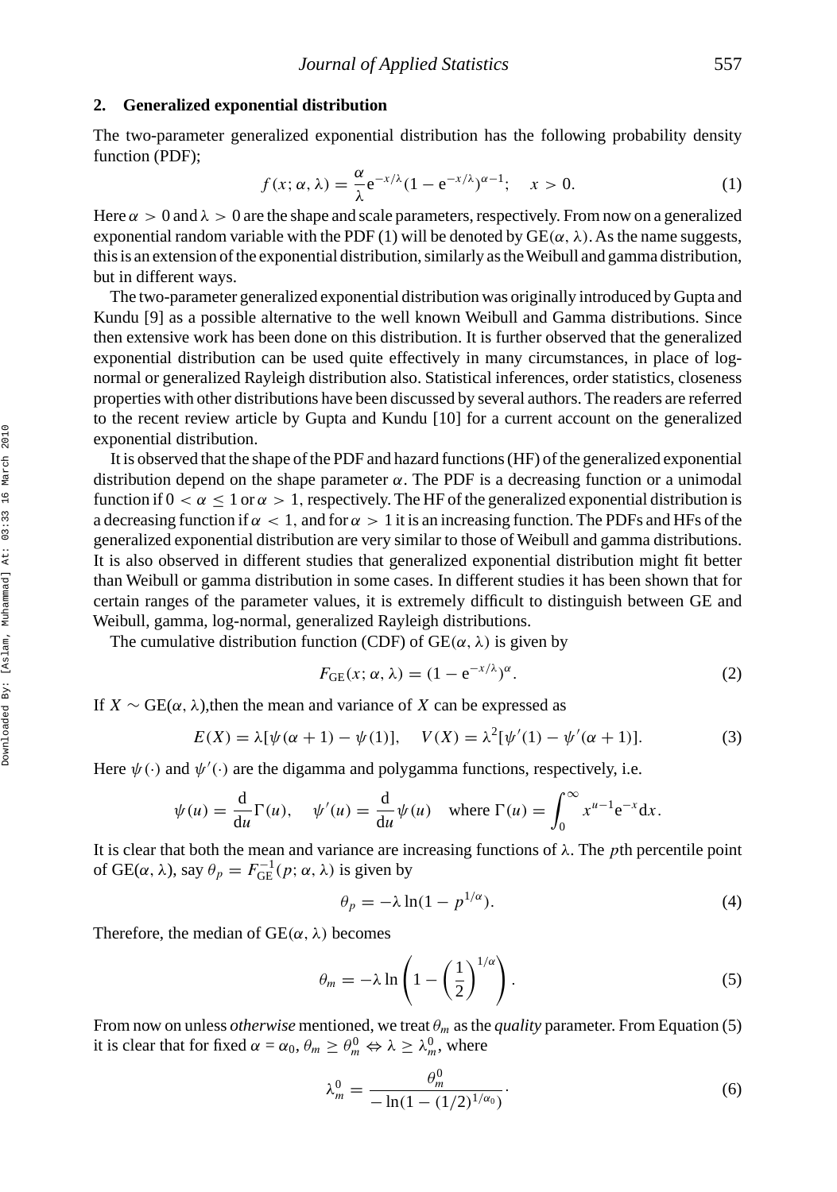## 2. Generalized exponential distribution

The two-parameter generalized exponential distribution has the following probability density function (PDF);

$$f(x; \alpha, \lambda) = \frac{\alpha}{\lambda} \mathrm{e}^{-x/\lambda} (1 - \mathrm{e}^{-x/\lambda})^{\alpha - 1}; \quad x > 0. \tag{1}$$

Here $\alpha > 0$ and $\lambda > 0$ are the shape and scale parameters, respectively. From now on a generalized exponential random variable with the PDF (1) will be denoted by $\mathrm{GE}(\alpha, \lambda)$. As the name suggests, this is an extension of the exponential distribution, similarly as the Weibull and gamma distribution, but in different ways.

The two-parameter generalized exponential distribution was originally introduced by Gupta and Kundu [9] as a possible alternative to the well known Weibull and Gamma distributions. Since then extensive work has been done on this distribution. It is further observed that the generalized exponential distribution can be used quite effectively in many circumstances, in place of log-normal or generalized Rayleigh distribution also. Statistical inferences, order statistics, closeness properties with other distributions have been discussed by several authors. The readers are referred to the recent review article by Gupta and Kundu [10] for a current account on the generalized exponential distribution.

It is observed that the shape of the PDF and hazard functions (HF) of the generalized exponential distribution depend on the shape parameter $\alpha$. The PDF is a decreasing function or a unimodal function if $0 < \alpha \leq 1$ or $\alpha > 1$, respectively. The HF of the generalized exponential distribution is a decreasing function if $\alpha < 1$, and for $\alpha > 1$ it is an increasing function. The PDFs and HFs of the generalized exponential distribution are very similar to those of Weibull and gamma distributions. It is also observed in different studies that generalized exponential distribution might fit better than Weibull or gamma distribution in some cases. In different studies it has been shown that for certain ranges of the parameter values, it is extremely difficult to distinguish between GE and Weibull, gamma, log-normal, generalized Rayleigh distributions.

The cumulative distribution function (CDF) of $\mathrm{GE}(\alpha, \lambda)$ is given by

$$F_{\mathrm{GE}}(x; \alpha, \lambda) = (1 - \mathrm{e}^{-x/\lambda})^{\alpha}. \tag{2}$$

If $X \sim \mathrm{GE}(\alpha, \lambda)$,then the mean and variance of $X$ can be expressed as

$$E(X) = \lambda[\psi(\alpha + 1) - \psi(1)], \quad V(X) = \lambda^2[\psi'(1) - \psi'(\alpha + 1)]. \tag{3}$$

Here $\psi(\cdot)$ and $\psi'(\cdot)$ are the digamma and polygamma functions, respectively, i.e.

$$\psi(u) = \frac{\mathrm{d}}{\mathrm{d}u}\Gamma(u), \quad \psi'(u) = \frac{\mathrm{d}}{\mathrm{d}u}\psi(u) \quad \text{where } \Gamma(u) = \int_0^{\infty} x^{u-1}\mathrm{e}^{-x}\mathrm{d}x.$$

It is clear that both the mean and variance are increasing functions of $\lambda$. The $p$th percentile point of $\mathrm{GE}(\alpha, \lambda)$, say $\theta_p = F_{\mathrm{GE}}^{-1}(p; \alpha, \lambda)$ is given by

$$\theta_p = -\lambda \ln(1 - p^{1/\alpha}). \tag{4}$$

Therefore, the median of $\mathrm{GE}(\alpha, \lambda)$ becomes

$$\theta_m = -\lambda \ln\left(1 - \left(\frac{1}{2}\right)^{1/\alpha}\right). \tag{5}$$

From now on unless *otherwise* mentioned, we treat $\theta_m$ as the *quality* parameter. From Equation (5) it is clear that for fixed $\alpha = \alpha_0$, $\theta_m \geq \theta_m^0 \Leftrightarrow \lambda \geq \lambda_m^0$, where

$$\lambda_m^0 = \frac{\theta_m^0}{-\ln(1 - (1/2)^{1/\alpha_0})}. \tag{6}$$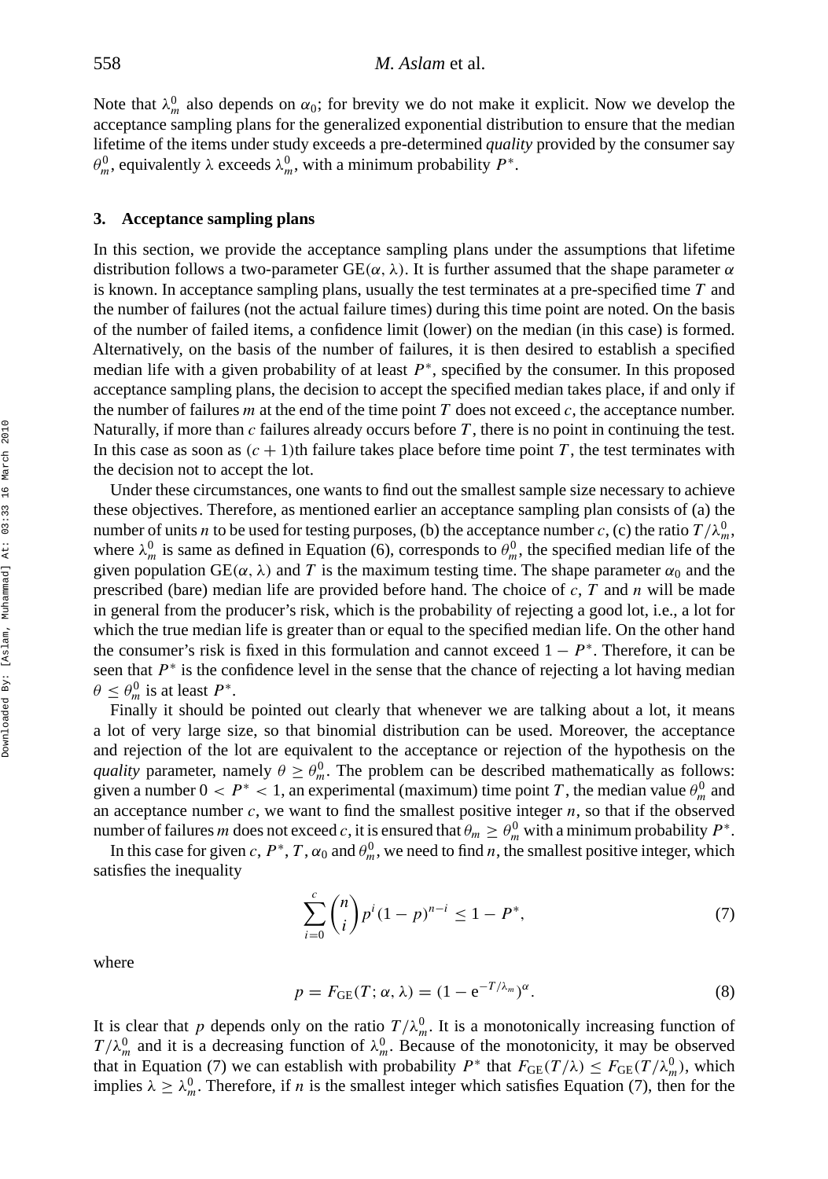Note that $\lambda_m^0$ also depends on $\alpha_0$; for brevity we do not make it explicit. Now we develop the acceptance sampling plans for the generalized exponential distribution to ensure that the median lifetime of the items under study exceeds a pre-determined *quality* provided by the consumer say $\theta_m^0$, equivalently $\lambda$ exceeds $\lambda_m^0$, with a minimum probability $P^*$.

## 3. Acceptance sampling plans

In this section, we provide the acceptance sampling plans under the assumptions that lifetime distribution follows a two-parameter $\text{GE}(\alpha, \lambda)$. It is further assumed that the shape parameter $\alpha$ is known. In acceptance sampling plans, usually the test terminates at a pre-specified time $T$ and the number of failures (not the actual failure times) during this time point are noted. On the basis of the number of failed items, a confidence limit (lower) on the median (in this case) is formed. Alternatively, on the basis of the number of failures, it is then desired to establish a specified median life with a given probability of at least $P^*$, specified by the consumer. In this proposed acceptance sampling plans, the decision to accept the specified median takes place, if and only if the number of failures $m$ at the end of the time point $T$ does not exceed $c$, the acceptance number. Naturally, if more than $c$ failures already occurs before $T$, there is no point in continuing the test. In this case as soon as $(c+1)$th failure takes place before time point $T$, the test terminates with the decision not to accept the lot.

Under these circumstances, one wants to find out the smallest sample size necessary to achieve these objectives. Therefore, as mentioned earlier an acceptance sampling plan consists of (a) the number of units $n$ to be used for testing purposes, (b) the acceptance number $c$, (c) the ratio $T/\lambda_m^0$, where $\lambda_m^0$ is same as defined in Equation (6), corresponds to $\theta_m^0$, the specified median life of the given population $\text{GE}(\alpha, \lambda)$ and $T$ is the maximum testing time. The shape parameter $\alpha_0$ and the prescribed (bare) median life are provided before hand. The choice of $c$, $T$ and $n$ will be made in general from the producer's risk, which is the probability of rejecting a good lot, i.e., a lot for which the true median life is greater than or equal to the specified median life. On the other hand the consumer's risk is fixed in this formulation and cannot exceed $1 - P^*$. Therefore, it can be seen that $P^*$ is the confidence level in the sense that the chance of rejecting a lot having median $\theta \leq \theta_m^0$ is at least $P^*$.

Finally it should be pointed out clearly that whenever we are talking about a lot, it means a lot of very large size, so that binomial distribution can be used. Moreover, the acceptance and rejection of the lot are equivalent to the acceptance or rejection of the hypothesis on the *quality* parameter, namely $\theta \geq \theta_m^0$. The problem can be described mathematically as follows: given a number $0 < P^* < 1$, an experimental (maximum) time point $T$, the median value $\theta_m^0$ and an acceptance number $c$, we want to find the smallest positive integer $n$, so that if the observed number of failures $m$ does not exceed $c$, it is ensured that $\theta_m \geq \theta_m^0$ with a minimum probability $P^*$.

In this case for given $c$, $P^*$, $T$, $\alpha_0$ and $\theta_m^0$, we need to find $n$, the smallest positive integer, which satisfies the inequality

$$\sum_{i=0}^{c} \binom{n}{i} p^i (1-p)^{n-i} \leq 1 - P^*, \tag{7}$$

where

$$p = F_{\text{GE}}(T; \alpha, \lambda) = (1 - \mathrm{e}^{-T/\lambda_m})^{\alpha}. \tag{8}$$

It is clear that $p$ depends only on the ratio $T/\lambda_m^0$. It is a monotonically increasing function of $T/\lambda_m^0$ and it is a decreasing function of $\lambda_m^0$. Because of the monotonicity, it may be observed that in Equation (7) we can establish with probability $P^*$ that $F_{\text{GE}}(T/\lambda) \leq F_{\text{GE}}(T/\lambda_m^0)$, which implies $\lambda \geq \lambda_m^0$. Therefore, if $n$ is the smallest integer which satisfies Equation (7), then for the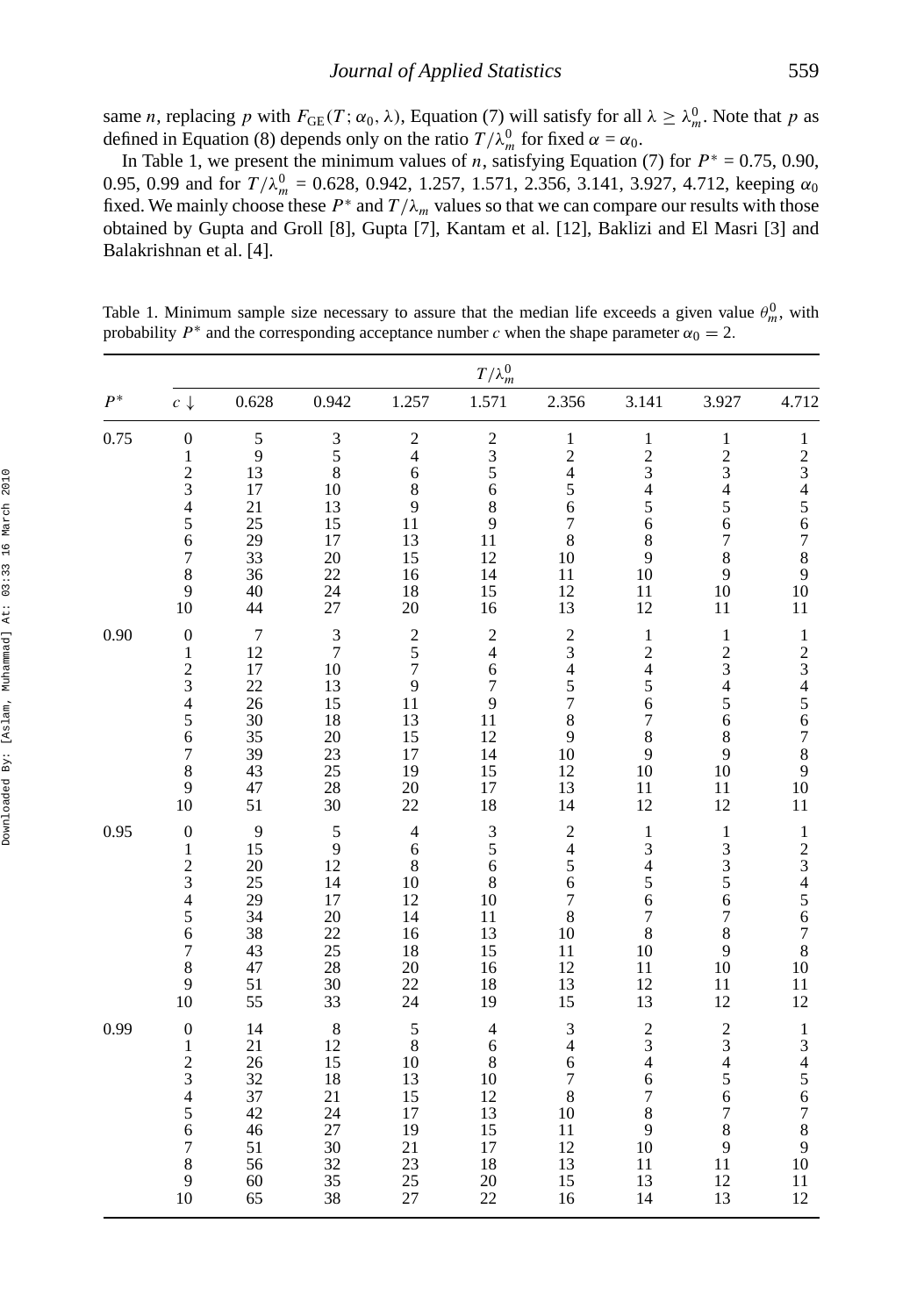same $n$, replacing $p$ with $F_{\text{GE}}(T; \alpha_0, \lambda)$, Equation (7) will satisfy for all $\lambda \geq \lambda_m^0$. Note that $p$ as defined in Equation (8) depends only on the ratio $T/\lambda_m^0$ for fixed $\alpha = \alpha_0$.

In Table 1, we present the minimum values of $n$, satisfying Equation (7) for $P^* = 0.75$, 0.90, 0.95, 0.99 and for $T/\lambda_m^0 = 0.628$, 0.942, 1.257, 1.571, 2.356, 3.141, 3.927, 4.712, keeping $\alpha_0$ fixed. We mainly choose these $P^*$ and $T/\lambda_m$ values so that we can compare our results with those obtained by Gupta and Groll [8], Gupta [7], Kantam et al. [12], Baklizi and El Masri [3] and Balakrishnan et al. [4].

Table 1. Minimum sample size necessary to assure that the median life exceeds a given value $\theta_m^0$, with probability $P^*$ and the corresponding acceptance number $c$ when the shape parameter $\alpha_0 = 2$.

| | | $T/\lambda_m^0$ | | | | | | | |
|---|---|---|---|---|---|---|---|---|---|
| $P^*$ | $c \downarrow$ | 0.628 | 0.942 | 1.257 | 1.571 | 2.356 | 3.141 | 3.927 | 4.712 |
| 0.75 | 0 | 5 | 3 | 2 | 2 | 1 | 1 | 1 | 1 |
| | 1 | 9 | 5 | 4 | 3 | 2 | 2 | 2 | 2 |
| | 2 | 13 | 8 | 6 | 5 | 4 | 3 | 3 | 3 |
| | 3 | 17 | 10 | 8 | 6 | 5 | 4 | 4 | 4 |
| | 4 | 21 | 13 | 9 | 8 | 6 | 5 | 5 | 5 |
| | 5 | 25 | 15 | 11 | 9 | 7 | 6 | 6 | 6 |
| | 6 | 29 | 17 | 13 | 11 | 8 | 8 | 7 | 7 |
| | 7 | 33 | 20 | 15 | 12 | 10 | 9 | 8 | 8 |
| | 8 | 36 | 22 | 16 | 14 | 11 | 10 | 9 | 9 |
| | 9 | 40 | 24 | 18 | 15 | 12 | 11 | 10 | 10 |
| | 10 | 44 | 27 | 20 | 16 | 13 | 12 | 11 | 11 |
| 0.90 | 0 | 7 | 3 | 2 | 2 | 2 | 1 | 1 | 1 |
| | 1 | 12 | 7 | 5 | 4 | 3 | 2 | 2 | 2 |
| | 2 | 17 | 10 | 7 | 6 | 4 | 4 | 3 | 3 |
| | 3 | 22 | 13 | 9 | 7 | 5 | 5 | 4 | 4 |
| | 4 | 26 | 15 | 11 | 9 | 7 | 6 | 5 | 5 |
| | 5 | 30 | 18 | 13 | 11 | 8 | 7 | 6 | 6 |
| | 6 | 35 | 20 | 15 | 12 | 9 | 8 | 8 | 7 |
| | 7 | 39 | 23 | 17 | 14 | 10 | 9 | 9 | 8 |
| | 8 | 43 | 25 | 19 | 15 | 12 | 10 | 10 | 9 |
| | 9 | 47 | 28 | 20 | 17 | 13 | 11 | 11 | 10 |
| | 10 | 51 | 30 | 22 | 18 | 14 | 12 | 12 | 11 |
| 0.95 | 0 | 9 | 5 | 4 | 3 | 2 | 1 | 1 | 1 |
| | 1 | 15 | 9 | 6 | 5 | 4 | 3 | 3 | 2 |
| | 2 | 20 | 12 | 8 | 6 | 5 | 4 | 3 | 3 |
| | 3 | 25 | 14 | 10 | 8 | 6 | 5 | 5 | 4 |
| | 4 | 29 | 17 | 12 | 10 | 7 | 6 | 6 | 5 |
| | 5 | 34 | 20 | 14 | 11 | 8 | 7 | 7 | 6 |
| | 6 | 38 | 22 | 16 | 13 | 10 | 8 | 8 | 7 |
| | 7 | 43 | 25 | 18 | 15 | 11 | 10 | 9 | 8 |
| | 8 | 47 | 28 | 20 | 16 | 12 | 11 | 10 | 10 |
| | 9 | 51 | 30 | 22 | 18 | 13 | 12 | 11 | 11 |
| | 10 | 55 | 33 | 24 | 19 | 15 | 13 | 12 | 12 |
| 0.99 | 0 | 14 | 8 | 5 | 4 | 3 | 2 | 2 | 1 |
| | 1 | 21 | 12 | 8 | 6 | 4 | 3 | 3 | 3 |
| | 2 | 26 | 15 | 10 | 8 | 6 | 4 | 4 | 4 |
| | 3 | 32 | 18 | 13 | 10 | 7 | 6 | 5 | 5 |
| | 4 | 37 | 21 | 15 | 12 | 8 | 7 | 6 | 6 |
| | 5 | 42 | 24 | 17 | 13 | 10 | 8 | 7 | 7 |
| | 6 | 46 | 27 | 19 | 15 | 11 | 9 | 8 | 8 |
| | 7 | 51 | 30 | 21 | 17 | 12 | 10 | 9 | 9 |
| | 8 | 56 | 32 | 23 | 18 | 13 | 11 | 11 | 10 |
| | 9 | 60 | 35 | 25 | 20 | 15 | 13 | 12 | 11 |
| | 10 | 65 | 38 | 27 | 22 | 16 | 14 | 13 | 12 |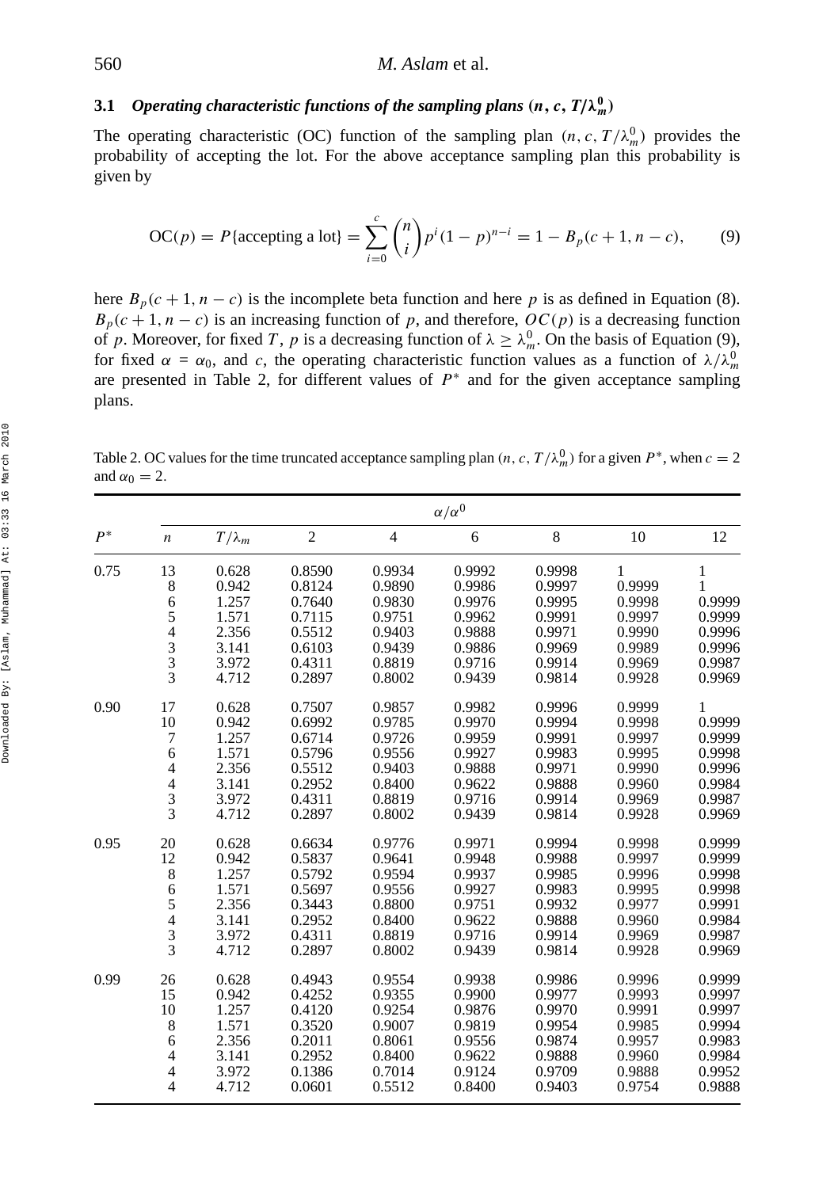### 3.1 *Operating characteristic functions of the sampling plans* $(n, c, T/\lambda_m^0)$

The operating characteristic (OC) function of the sampling plan $(n, c, T/\lambda_m^0)$ provides the probability of accepting the lot. For the above acceptance sampling plan this probability is given by

$$\mathrm{OC}(p) = P\{\text{accepting a lot}\} = \sum_{i=0}^{c} \binom{n}{i} p^i (1-p)^{n-i} = 1 - B_p(c+1, n-c), \tag{9}$$

here $B_p(c+1, n-c)$ is the incomplete beta function and here $p$ is as defined in Equation (8). $B_p(c+1, n-c)$ is an increasing function of $p$, and therefore, $OC(p)$ is a decreasing function of $p$. Moreover, for fixed $T$, $p$ is a decreasing function of $\lambda \geq \lambda_m^0$. On the basis of Equation (9), for fixed $\alpha = \alpha_0$, and $c$, the operating characteristic function values as a function of $\lambda/\lambda_m^0$ are presented in Table 2, for different values of $P^*$ and for the given acceptance sampling plans.

Table 2. OC values for the time truncated acceptance sampling plan $(n, c, T/\lambda_m^0)$ for a given $P^*$, when $c = 2$ and $\alpha_0 = 2$.

| | | | $\alpha/\alpha^0$ | | | | | |
|---|---|---|---|---|---|---|---|---|
| $P^*$ | $n$ | $T/\lambda_m$ | 2 | 4 | 6 | 8 | 10 | 12 |
| 0.75 | 13 | 0.628 | 0.8590 | 0.9934 | 0.9992 | 0.9998 | 1 | 1 |
| | 8 | 0.942 | 0.8124 | 0.9890 | 0.9986 | 0.9997 | 0.9999 | 1 |
| | 6 | 1.257 | 0.7640 | 0.9830 | 0.9976 | 0.9995 | 0.9998 | 0.9999 |
| | 5 | 1.571 | 0.7115 | 0.9751 | 0.9962 | 0.9991 | 0.9997 | 0.9999 |
| | 4 | 2.356 | 0.5512 | 0.9403 | 0.9888 | 0.9971 | 0.9990 | 0.9996 |
| | 3 | 3.141 | 0.6103 | 0.9439 | 0.9886 | 0.9969 | 0.9989 | 0.9996 |
| | 3 | 3.972 | 0.4311 | 0.8819 | 0.9716 | 0.9914 | 0.9969 | 0.9987 |
| | 3 | 4.712 | 0.2897 | 0.8002 | 0.9439 | 0.9814 | 0.9928 | 0.9969 |
| 0.90 | 17 | 0.628 | 0.7507 | 0.9857 | 0.9982 | 0.9996 | 0.9999 | 1 |
| | 10 | 0.942 | 0.6992 | 0.9785 | 0.9970 | 0.9994 | 0.9998 | 0.9999 |
| | 7 | 1.257 | 0.6714 | 0.9726 | 0.9959 | 0.9991 | 0.9997 | 0.9999 |
| | 6 | 1.571 | 0.5796 | 0.9556 | 0.9927 | 0.9983 | 0.9995 | 0.9998 |
| | 4 | 2.356 | 0.5512 | 0.9403 | 0.9888 | 0.9971 | 0.9990 | 0.9996 |
| | 4 | 3.141 | 0.2952 | 0.8400 | 0.9622 | 0.9888 | 0.9960 | 0.9984 |
| | 3 | 3.972 | 0.4311 | 0.8819 | 0.9716 | 0.9914 | 0.9969 | 0.9987 |
| | 3 | 4.712 | 0.2897 | 0.8002 | 0.9439 | 0.9814 | 0.9928 | 0.9969 |
| 0.95 | 20 | 0.628 | 0.6634 | 0.9776 | 0.9971 | 0.9994 | 0.9998 | 0.9999 |
| | 12 | 0.942 | 0.5837 | 0.9641 | 0.9948 | 0.9988 | 0.9997 | 0.9999 |
| | 8 | 1.257 | 0.5792 | 0.9594 | 0.9937 | 0.9985 | 0.9996 | 0.9998 |
| | 6 | 1.571 | 0.5697 | 0.9556 | 0.9927 | 0.9983 | 0.9995 | 0.9998 |
| | 5 | 2.356 | 0.3443 | 0.8800 | 0.9751 | 0.9932 | 0.9977 | 0.9991 |
| | 4 | 3.141 | 0.2952 | 0.8400 | 0.9622 | 0.9888 | 0.9960 | 0.9984 |
| | 3 | 3.972 | 0.4311 | 0.8819 | 0.9716 | 0.9914 | 0.9969 | 0.9987 |
| | 3 | 4.712 | 0.2897 | 0.8002 | 0.9439 | 0.9814 | 0.9928 | 0.9969 |
| 0.99 | 26 | 0.628 | 0.4943 | 0.9554 | 0.9938 | 0.9986 | 0.9996 | 0.9999 |
| | 15 | 0.942 | 0.4252 | 0.9355 | 0.9900 | 0.9977 | 0.9993 | 0.9997 |
| | 10 | 1.257 | 0.4120 | 0.9254 | 0.9876 | 0.9970 | 0.9991 | 0.9997 |
| | 8 | 1.571 | 0.3520 | 0.9007 | 0.9819 | 0.9954 | 0.9985 | 0.9994 |
| | 6 | 2.356 | 0.2011 | 0.8061 | 0.9556 | 0.9874 | 0.9957 | 0.9983 |
| | 4 | 3.141 | 0.2952 | 0.8400 | 0.9622 | 0.9888 | 0.9960 | 0.9984 |
| | 4 | 3.972 | 0.1386 | 0.7014 | 0.9124 | 0.9709 | 0.9888 | 0.9952 |
| | 4 | 4.712 | 0.0601 | 0.5512 | 0.8400 | 0.9403 | 0.9754 | 0.9888 |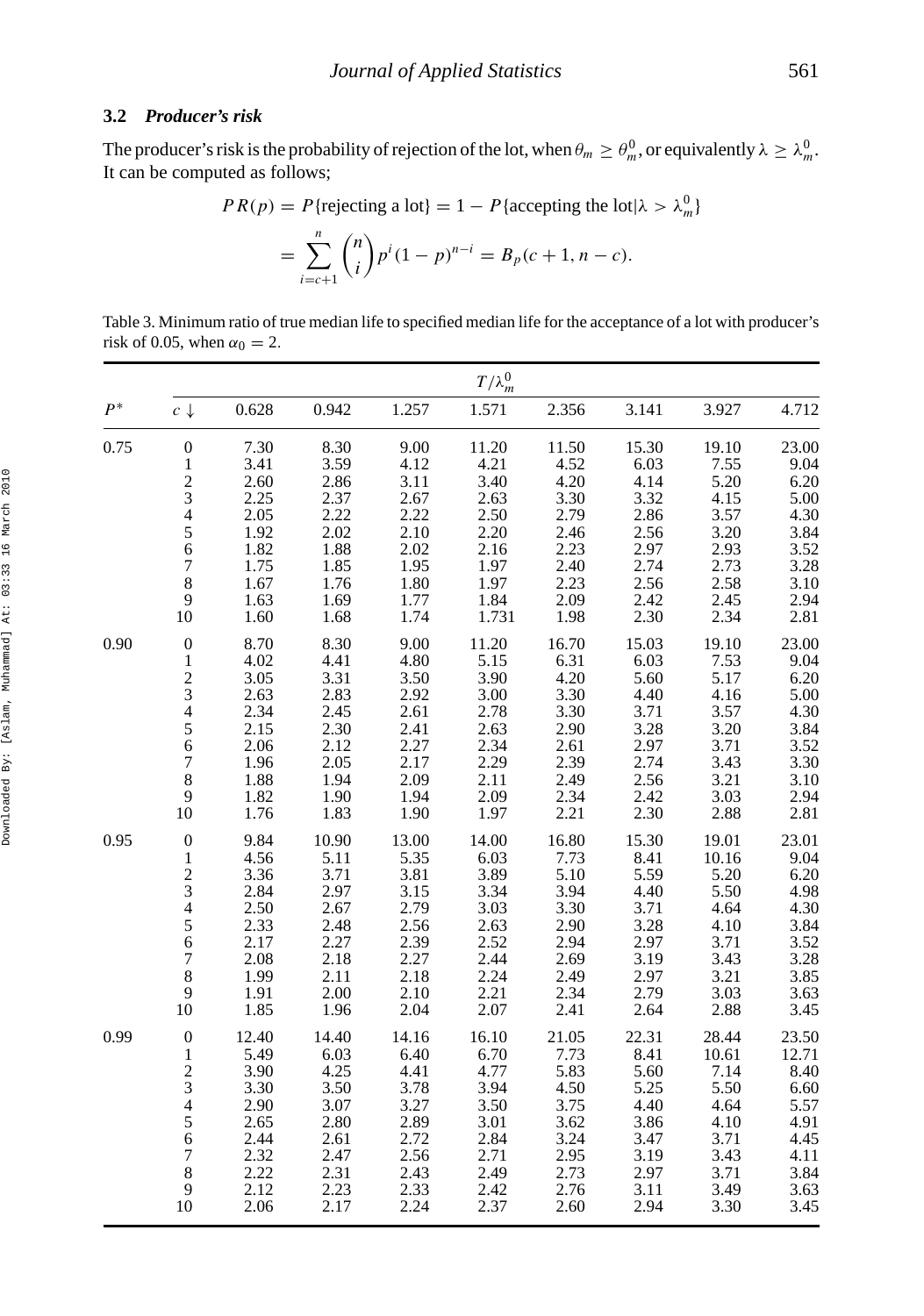### 3.2 *Producer's risk*

The producer's risk is the probability of rejection of the lot, when $\theta_m \geq \theta_m^0$, or equivalently $\lambda \geq \lambda_m^0$. It can be computed as follows;

$$PR(p) = P\{\text{rejecting a lot}\} = 1 - P\{\text{accepting the lot}|\lambda > \lambda_m^0\}$$

$$= \sum_{i=c+1}^{n} \binom{n}{i} p^i (1-p)^{n-i} = B_p(c+1, n-c).$$

Table 3. Minimum ratio of true median life to specified median life for the acceptance of a lot with producer's risk of 0.05, when $\alpha_0 = 2$.

| | | $T/\lambda_m^0$ | | | | | | | |
|---|---|---|---|---|---|---|---|---|---|
| $P^*$ | $c \downarrow$ | 0.628 | 0.942 | 1.257 | 1.571 | 2.356 | 3.141 | 3.927 | 4.712 |
| 0.75 | 0 | 7.30 | 8.30 | 9.00 | 11.20 | 11.50 | 15.30 | 19.10 | 23.00 |
| | 1 | 3.41 | 3.59 | 4.12 | 4.21 | 4.52 | 6.03 | 7.55 | 9.04 |
| | 2 | 2.60 | 2.86 | 3.11 | 3.40 | 4.20 | 4.14 | 5.20 | 6.20 |
| | 3 | 2.25 | 2.37 | 2.67 | 2.63 | 3.30 | 3.32 | 4.15 | 5.00 |
| | 4 | 2.05 | 2.22 | 2.22 | 2.50 | 2.79 | 2.86 | 3.57 | 4.30 |
| | 5 | 1.92 | 2.02 | 2.10 | 2.20 | 2.46 | 2.56 | 3.20 | 3.84 |
| | 6 | 1.82 | 1.88 | 2.02 | 2.16 | 2.23 | 2.97 | 2.93 | 3.52 |
| | 7 | 1.75 | 1.85 | 1.95 | 1.97 | 2.40 | 2.74 | 2.73 | 3.28 |
| | 8 | 1.67 | 1.76 | 1.80 | 1.97 | 2.23 | 2.56 | 2.58 | 3.10 |
| | 9 | 1.63 | 1.69 | 1.77 | 1.84 | 2.09 | 2.42 | 2.45 | 2.94 |
| | 10 | 1.60 | 1.68 | 1.74 | 1.731 | 1.98 | 2.30 | 2.34 | 2.81 |
| 0.90 | 0 | 8.70 | 8.30 | 9.00 | 11.20 | 16.70 | 15.03 | 19.10 | 23.00 |
| | 1 | 4.02 | 4.41 | 4.80 | 5.15 | 6.31 | 6.03 | 7.53 | 9.04 |
| | 2 | 3.05 | 3.31 | 3.50 | 3.90 | 4.20 | 5.60 | 5.17 | 6.20 |
| | 3 | 2.63 | 2.83 | 2.92 | 3.00 | 3.30 | 4.40 | 4.16 | 5.00 |
| | 4 | 2.34 | 2.45 | 2.61 | 2.78 | 3.30 | 3.71 | 3.57 | 4.30 |
| | 5 | 2.15 | 2.30 | 2.41 | 2.63 | 2.90 | 3.28 | 3.20 | 3.84 |
| | 6 | 2.06 | 2.12 | 2.27 | 2.34 | 2.61 | 2.97 | 3.71 | 3.52 |
| | 7 | 1.96 | 2.05 | 2.17 | 2.29 | 2.39 | 2.74 | 3.43 | 3.30 |
| | 8 | 1.88 | 1.94 | 2.09 | 2.11 | 2.49 | 2.56 | 3.21 | 3.10 |
| | 9 | 1.82 | 1.90 | 1.94 | 2.09 | 2.34 | 2.42 | 3.03 | 2.94 |
| | 10 | 1.76 | 1.83 | 1.90 | 1.97 | 2.21 | 2.30 | 2.88 | 2.81 |
| 0.95 | 0 | 9.84 | 10.90 | 13.00 | 14.00 | 16.80 | 15.30 | 19.01 | 23.01 |
| | 1 | 4.56 | 5.11 | 5.35 | 6.03 | 7.73 | 8.41 | 10.16 | 9.04 |
| | 2 | 3.36 | 3.71 | 3.81 | 3.89 | 5.10 | 5.59 | 5.20 | 6.20 |
| | 3 | 2.84 | 2.97 | 3.15 | 3.34 | 3.94 | 4.40 | 5.50 | 4.98 |
| | 4 | 2.50 | 2.67 | 2.79 | 3.03 | 3.30 | 3.71 | 4.64 | 4.30 |
| | 5 | 2.33 | 2.48 | 2.56 | 2.63 | 2.90 | 3.28 | 4.10 | 3.84 |
| | 6 | 2.17 | 2.27 | 2.39 | 2.52 | 2.94 | 2.97 | 3.71 | 3.52 |
| | 7 | 2.08 | 2.18 | 2.27 | 2.44 | 2.69 | 3.19 | 3.43 | 3.28 |
| | 8 | 1.99 | 2.11 | 2.18 | 2.24 | 2.49 | 2.97 | 3.21 | 3.85 |
| | 9 | 1.91 | 2.00 | 2.10 | 2.21 | 2.34 | 2.79 | 3.03 | 3.63 |
| | 10 | 1.85 | 1.96 | 2.04 | 2.07 | 2.41 | 2.64 | 2.88 | 3.45 |
| 0.99 | 0 | 12.40 | 14.40 | 14.16 | 16.10 | 21.05 | 22.31 | 28.44 | 23.50 |
| | 1 | 5.49 | 6.03 | 6.40 | 6.70 | 7.73 | 8.41 | 10.61 | 12.71 |
| | 2 | 3.90 | 4.25 | 4.41 | 4.77 | 5.83 | 5.60 | 7.14 | 8.40 |
| | 3 | 3.30 | 3.50 | 3.78 | 3.94 | 4.50 | 5.25 | 5.50 | 6.60 |
| | 4 | 2.90 | 3.07 | 3.27 | 3.50 | 3.75 | 4.40 | 4.64 | 5.57 |
| | 5 | 2.65 | 2.80 | 2.89 | 3.01 | 3.62 | 3.86 | 4.10 | 4.91 |
| | 6 | 2.44 | 2.61 | 2.72 | 2.84 | 3.24 | 3.47 | 3.71 | 4.45 |
| | 7 | 2.32 | 2.47 | 2.56 | 2.71 | 2.95 | 3.19 | 3.43 | 4.11 |
| | 8 | 2.22 | 2.31 | 2.43 | 2.49 | 2.73 | 2.97 | 3.71 | 3.84 |
| | 9 | 2.12 | 2.23 | 2.33 | 2.42 | 2.76 | 3.11 | 3.49 | 3.63 |
| | 10 | 2.06 | 2.17 | 2.24 | 2.37 | 2.60 | 2.94 | 3.30 | 3.45 |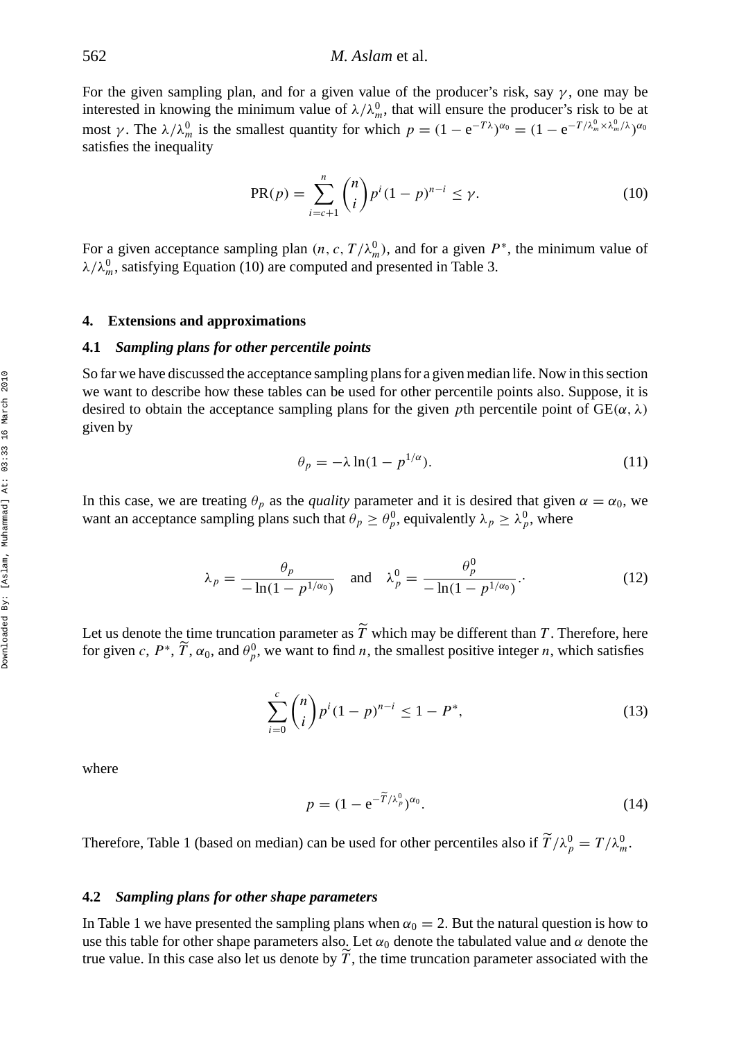For the given sampling plan, and for a given value of the producer's risk, say $\gamma$, one may be interested in knowing the minimum value of $\lambda/\lambda_m^0$, that will ensure the producer's risk to be at most $\gamma$. The $\lambda/\lambda_m^0$ is the smallest quantity for which $p = (1 - e^{-T\lambda})^{\alpha_0} = (1 - e^{-T/\lambda_m^0 \times \lambda_m^0/\lambda})^{\alpha_0}$ satisfies the inequality

$$\text{PR}(p) = \sum_{i=c+1}^{n} \binom{n}{i} p^i (1-p)^{n-i} \leq \gamma. \tag{10}$$

For a given acceptance sampling plan $(n, c, T/\lambda_m^0)$, and for a given $P^*$, the minimum value of $\lambda/\lambda_m^0$, satisfying Equation (10) are computed and presented in Table 3.

## 4. Extensions and approximations

### 4.1 *Sampling plans for other percentile points*

So far we have discussed the acceptance sampling plans for a given median life. Now in this section we want to describe how these tables can be used for other percentile points also. Suppose, it is desired to obtain the acceptance sampling plans for the given $p$th percentile point of $\text{GE}(\alpha, \lambda)$ given by

$$\theta_p = -\lambda \ln(1 - p^{1/\alpha}). \tag{11}$$

In this case, we are treating $\theta_p$ as the *quality* parameter and it is desired that given $\alpha = \alpha_0$, we want an acceptance sampling plans such that $\theta_p \geq \theta_p^0$, equivalently $\lambda_p \geq \lambda_p^0$, where

$$\lambda_p = \frac{\theta_p}{-\ln(1 - p^{1/\alpha_0})} \quad \text{and} \quad \lambda_p^0 = \frac{\theta_p^0}{-\ln(1 - p^{1/\alpha_0})}. \tag{12}$$

Let us denote the time truncation parameter as $\widetilde{T}$ which may be different than $T$. Therefore, here for given $c$, $P^*$, $\widetilde{T}$, $\alpha_0$, and $\theta_p^0$, we want to find $n$, the smallest positive integer $n$, which satisfies

$$\sum_{i=0}^{c} \binom{n}{i} p^i (1-p)^{n-i} \leq 1 - P^*, \tag{13}$$

where

$$p = (1 - e^{-\widetilde{T}/\lambda_p^0})^{\alpha_0}. \tag{14}$$

Therefore, Table 1 (based on median) can be used for other percentiles also if $\widetilde{T}/\lambda_p^0 = T/\lambda_m^0$.

### 4.2 *Sampling plans for other shape parameters*

In Table 1 we have presented the sampling plans when $\alpha_0 = 2$. But the natural question is how to use this table for other shape parameters also. Let $\alpha_0$ denote the tabulated value and $\alpha$ denote the true value. In this case also let us denote by $\widetilde{T}$, the time truncation parameter associated with the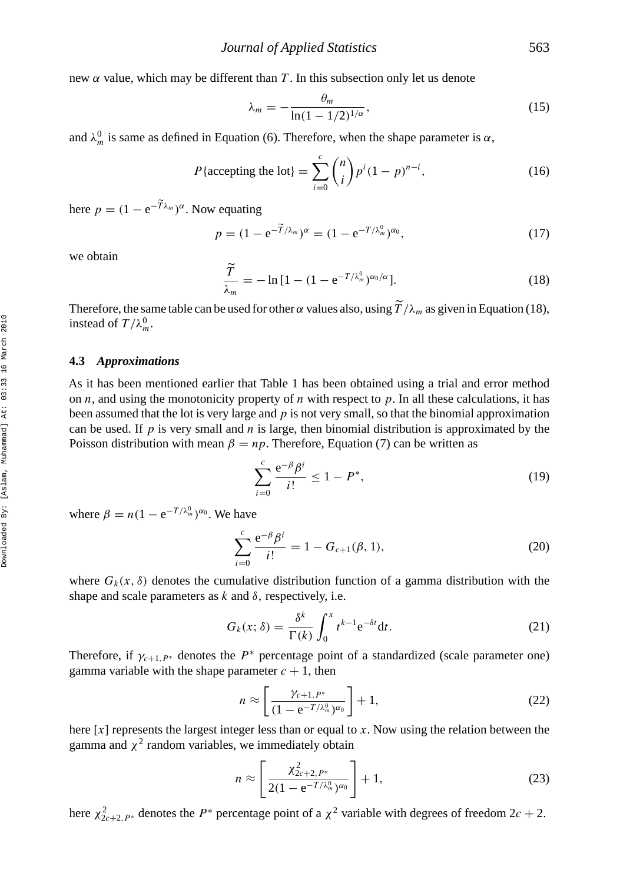new $\alpha$ value, which may be different than $T$. In this subsection only let us denote

$$\lambda_m = -\frac{\theta_m}{\ln(1 - 1/2)^{1/\alpha}}, \tag{15}$$

and $\lambda_m^0$ is same as defined in Equation (6). Therefore, when the shape parameter is $\alpha$,

$$P\{\text{accepting the lot}\} = \sum_{i=0}^{c} \binom{n}{i} p^i (1-p)^{n-i}, \tag{16}$$

here $p = (1 - \mathrm{e}^{-\widetilde{T}\lambda_m})^{\alpha}$. Now equating

$$p = (1 - \mathrm{e}^{-\widetilde{T}/\lambda_m})^{\alpha} = (1 - \mathrm{e}^{-T/\lambda_m^0})^{\alpha_0}, \tag{17}$$

we obtain

$$\frac{\widetilde{T}}{\lambda_m} = -\ln[1 - (1 - \mathrm{e}^{-T/\lambda_m^0})^{\alpha_0/\alpha}]. \tag{18}$$

Therefore, the same table can be used for other $\alpha$ values also, using $\widetilde{T}/\lambda_m$ as given in Equation (18), instead of $T/\lambda_m^0$.

### 4.3 *Approximations*

As it has been mentioned earlier that Table 1 has been obtained using a trial and error method on $n$, and using the monotonicity property of $n$ with respect to $p$. In all these calculations, it has been assumed that the lot is very large and $p$ is not very small, so that the binomial approximation can be used. If $p$ is very small and $n$ is large, then binomial distribution is approximated by the Poisson distribution with mean $\beta = np$. Therefore, Equation (7) can be written as

$$\sum_{i=0}^{c} \frac{\mathrm{e}^{-\beta}\beta^i}{i!} \leq 1 - P^*, \tag{19}$$

where $\beta = n(1 - \mathrm{e}^{-T/\lambda_m^0})^{\alpha_0}$. We have

$$\sum_{i=0}^{c} \frac{\mathrm{e}^{-\beta}\beta^i}{i!} = 1 - G_{c+1}(\beta, 1), \tag{20}$$

where $G_k(x, \delta)$ denotes the cumulative distribution function of a gamma distribution with the shape and scale parameters as $k$ and $\delta$, respectively, i.e.

$$G_k(x; \delta) = \frac{\delta^k}{\Gamma(k)} \int_0^x t^{k-1}\mathrm{e}^{-\delta t}\mathrm{d}t. \tag{21}$$

Therefore, if $\gamma_{c+1,P^*}$ denotes the $P^*$ percentage point of a standardized (scale parameter one) gamma variable with the shape parameter $c+1$, then

$$n \approx \left[\frac{\gamma_{c+1,P^*}}{(1 - \mathrm{e}^{-T/\lambda_m^0})^{\alpha_0}}\right] + 1, \tag{22}$$

here $[x]$ represents the largest integer less than or equal to $x$. Now using the relation between the gamma and $\chi^2$ random variables, we immediately obtain

$$n \approx \left[\frac{\chi^2_{2c+2,P^*}}{2(1 - \mathrm{e}^{-T/\lambda_m^0})^{\alpha_0}}\right] + 1, \tag{23}$$

here $\chi^2_{2c+2,P^*}$ denotes the $P^*$ percentage point of a $\chi^2$ variable with degrees of freedom $2c+2$.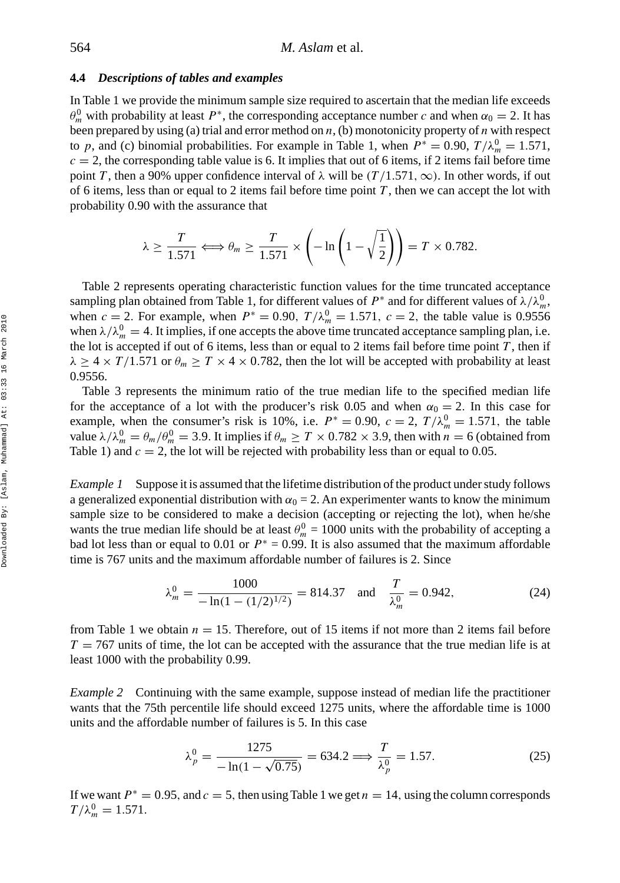### 4.4 *Descriptions of tables and examples*

In Table 1 we provide the minimum sample size required to ascertain that the median life exceeds $\theta_m^0$ with probability at least $P^*$, the corresponding acceptance number $c$ and when $\alpha_0 = 2$. It has been prepared by using (a) trial and error method on $n$, (b) monotonicity property of $n$ with respect to $p$, and (c) binomial probabilities. For example in Table 1, when $P^* = 0.90$, $T/\lambda_m^0 = 1.571$, $c = 2$, the corresponding table value is 6. It implies that out of 6 items, if 2 items fail before time point $T$, then a 90% upper confidence interval of $\lambda$ will be $(T/1.571, \infty)$. In other words, if out of 6 items, less than or equal to 2 items fail before time point $T$, then we can accept the lot with probability 0.90 with the assurance that

$$\lambda \geq \frac{T}{1.571} \iff \theta_m \geq \frac{T}{1.571} \times \left(-\ln\left(1 - \sqrt{\frac{1}{2}}\right)\right) = T \times 0.782.$$

Table 2 represents operating characteristic function values for the time truncated acceptance sampling plan obtained from Table 1, for different values of $P^*$ and for different values of $\lambda/\lambda_m^0$, when $c = 2$. For example, when $P^* = 0.90$, $T/\lambda_m^0 = 1.571$, $c = 2$, the table value is 0.9556 when $\lambda/\lambda_m^0 = 4$. It implies, if one accepts the above time truncated acceptance sampling plan, i.e. the lot is accepted if out of 6 items, less than or equal to 2 items fail before time point $T$, then if $\lambda \geq 4 \times T/1.571$ or $\theta_m \geq T \times 4 \times 0.782$, then the lot will be accepted with probability at least 0.9556.

Table 3 represents the minimum ratio of the true median life to the specified median life for the acceptance of a lot with the producer's risk 0.05 and when $\alpha_0 = 2$. In this case for example, when the consumer's risk is 10%, i.e. $P^* = 0.90$, $c = 2$, $T/\lambda_m^0 = 1.571$, the table value $\lambda/\lambda_m^0 = \theta_m/\theta_m^0 = 3.9$. It implies if $\theta_m \geq T \times 0.782 \times 3.9$, then with $n = 6$ (obtained from Table 1) and $c = 2$, the lot will be rejected with probability less than or equal to 0.05.

*Example 1* Suppose it is assumed that the lifetime distribution of the product under study follows a generalized exponential distribution with $\alpha_0 = 2$. An experimenter wants to know the minimum sample size to be considered to make a decision (accepting or rejecting the lot), when he/she wants the true median life should be at least $\theta_m^0 = 1000$ units with the probability of accepting a bad lot less than or equal to 0.01 or $P^* = 0.99$. It is also assumed that the maximum affordable time is 767 units and the maximum affordable number of failures is 2. Since

$$\lambda_m^0 = \frac{1000}{-\ln(1 - (1/2)^{1/2})} = 814.37 \quad \text{and} \quad \frac{T}{\lambda_m^0} = 0.942, \tag{24}$$

from Table 1 we obtain $n = 15$. Therefore, out of 15 items if not more than 2 items fail before $T = 767$ units of time, the lot can be accepted with the assurance that the true median life is at least 1000 with the probability 0.99.

*Example 2* Continuing with the same example, suppose instead of median life the practitioner wants that the 75th percentile life should exceed 1275 units, where the affordable time is 1000 units and the affordable number of failures is 5. In this case

$$\lambda_p^0 = \frac{1275}{-\ln(1 - \sqrt{0.75})} = 634.2 \Longrightarrow \frac{T}{\lambda_p^0} = 1.57. \tag{25}$$

If we want $P^* = 0.95$, and $c = 5$, then using Table 1 we get $n = 14$, using the column corresponds $T/\lambda_m^0 = 1.571$.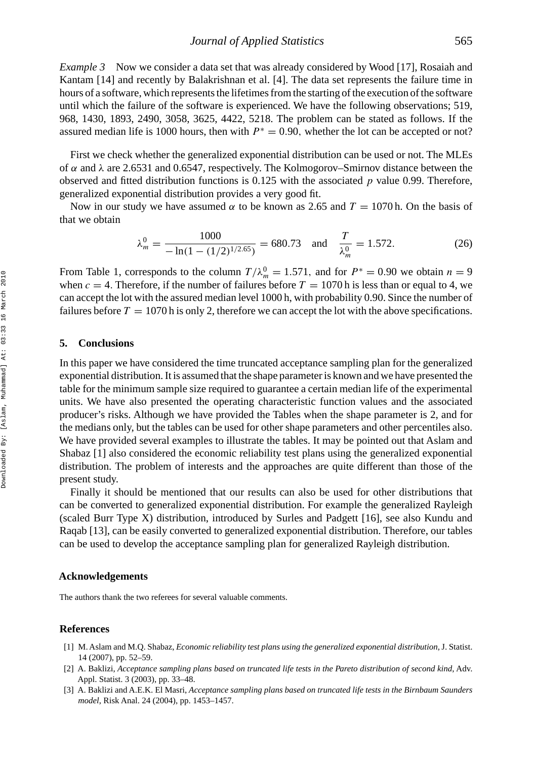*Example 3* Now we consider a data set that was already considered by Wood [17], Rosaiah and Kantam [14] and recently by Balakrishnan et al. [4]. The data set represents the failure time in hours of a software, which represents the lifetimes from the starting of the execution of the software until which the failure of the software is experienced. We have the following observations; 519, 968, 1430, 1893, 2490, 3058, 3625, 4422, 5218. The problem can be stated as follows. If the assured median life is 1000 hours, then with $P^* = 0.90$, whether the lot can be accepted or not?

First we check whether the generalized exponential distribution can be used or not. The MLEs of $\alpha$ and $\lambda$ are 2.6531 and 0.6547, respectively. The Kolmogorov–Smirnov distance between the observed and fitted distribution functions is 0.125 with the associated $p$ value 0.99. Therefore, generalized exponential distribution provides a very good fit.

Now in our study we have assumed $\alpha$ to be known as 2.65 and $T = 1070$ h. On the basis of that we obtain

$$\lambda_m^0 = \frac{1000}{-\ln(1 - (1/2)^{1/2.65})} = 680.73 \quad \text{and} \quad \frac{T}{\lambda_m^0} = 1.572. \tag{26}$$

From Table 1, corresponds to the column $T/\lambda_m^0 = 1.571$, and for $P^* = 0.90$ we obtain $n = 9$ when $c = 4$. Therefore, if the number of failures before $T = 1070$ h is less than or equal to 4, we can accept the lot with the assured median level 1000 h, with probability 0.90. Since the number of failures before $T = 1070$ h is only 2, therefore we can accept the lot with the above specifications.

## 5. Conclusions

In this paper we have considered the time truncated acceptance sampling plan for the generalized exponential distribution. It is assumed that the shape parameter is known and we have presented the table for the minimum sample size required to guarantee a certain median life of the experimental units. We have also presented the operating characteristic function values and the associated producer's risks. Although we have provided the Tables when the shape parameter is 2, and for the medians only, but the tables can be used for other shape parameters and other percentiles also. We have provided several examples to illustrate the tables. It may be pointed out that Aslam and Shabaz [1] also considered the economic reliability test plans using the generalized exponential distribution. The problem of interests and the approaches are quite different than those of the present study.

Finally it should be mentioned that our results can also be used for other distributions that can be converted to generalized exponential distribution. For example the generalized Rayleigh (scaled Burr Type X) distribution, introduced by Surles and Padgett [16], see also Kundu and Raqab [13], can be easily converted to generalized exponential distribution. Therefore, our tables can be used to develop the acceptance sampling plan for generalized Rayleigh distribution.

## Acknowledgements

The authors thank the two referees for several valuable comments.

## References

[1] M. Aslam and M.Q. Shabaz, *Economic reliability test plans using the generalized exponential distribution*, J. Statist. 14 (2007), pp. 52–59.

[2] A. Baklizi, *Acceptance sampling plans based on truncated life tests in the Pareto distribution of second kind*, Adv. Appl. Statist. 3 (2003), pp. 33–48.

[3] A. Baklizi and A.E.K. El Masri, *Acceptance sampling plans based on truncated life tests in the Birnbaum Saunders model*, Risk Anal. 24 (2004), pp. 1453–1457.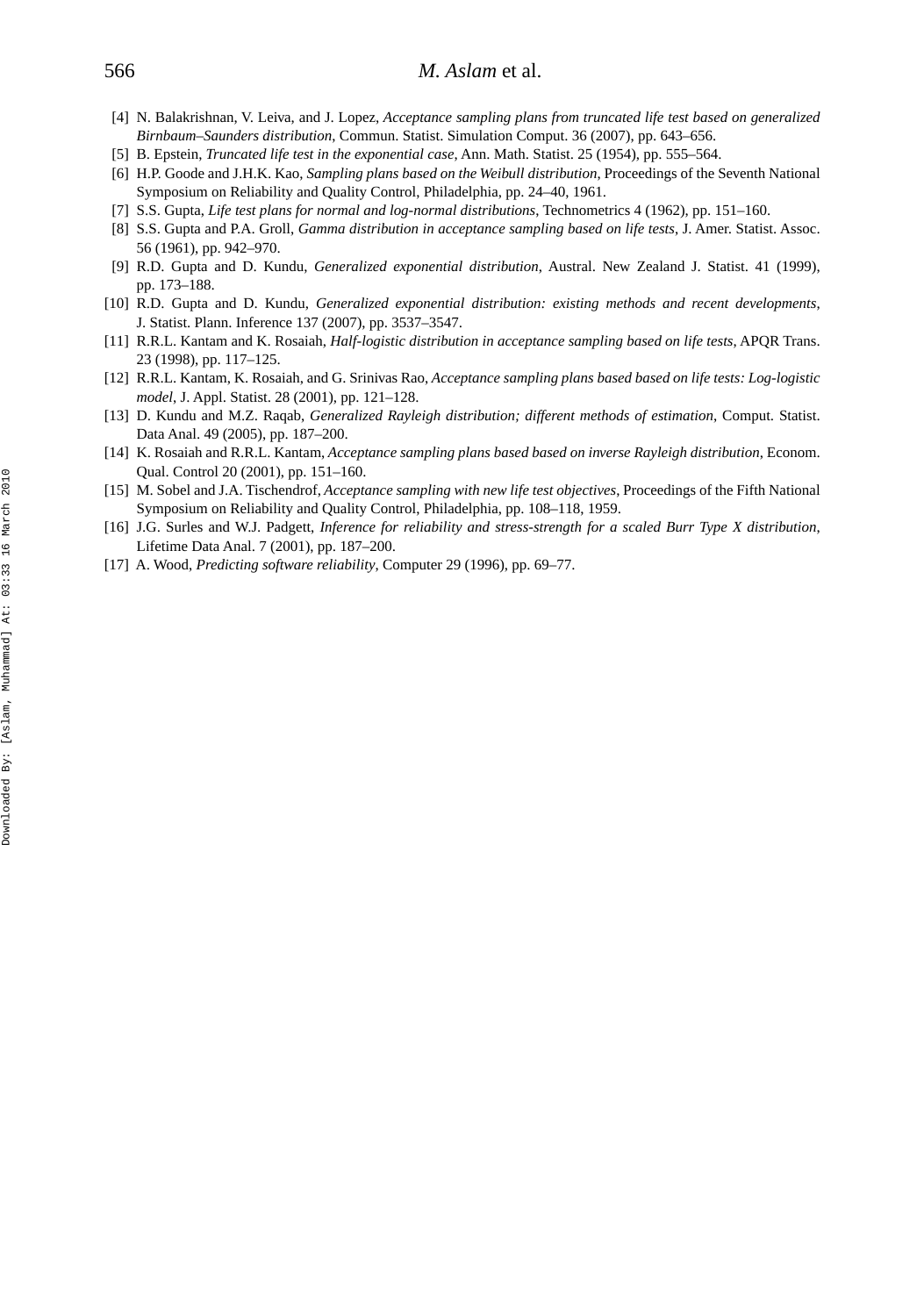[4] N. Balakrishnan, V. Leiva, and J. Lopez, *Acceptance sampling plans from truncated life test based on generalized Birnbaum–Saunders distribution*, Commun. Statist. Simulation Comput. 36 (2007), pp. 643–656.

[5] B. Epstein, *Truncated life test in the exponential case*, Ann. Math. Statist. 25 (1954), pp. 555–564.

[6] H.P. Goode and J.H.K. Kao, *Sampling plans based on the Weibull distribution*, Proceedings of the Seventh National Symposium on Reliability and Quality Control, Philadelphia, pp. 24–40, 1961.

[7] S.S. Gupta, *Life test plans for normal and log-normal distributions*, Technometrics 4 (1962), pp. 151–160.

[8] S.S. Gupta and P.A. Groll, *Gamma distribution in acceptance sampling based on life tests*, J. Amer. Statist. Assoc. 56 (1961), pp. 942–970.

[9] R.D. Gupta and D. Kundu, *Generalized exponential distribution*, Austral. New Zealand J. Statist. 41 (1999), pp. 173–188.

[10] R.D. Gupta and D. Kundu, *Generalized exponential distribution: existing methods and recent developments*, J. Statist. Plann. Inference 137 (2007), pp. 3537–3547.

[11] R.R.L. Kantam and K. Rosaiah, *Half-logistic distribution in acceptance sampling based on life tests*, APQR Trans. 23 (1998), pp. 117–125.

[12] R.R.L. Kantam, K. Rosaiah, and G. Srinivas Rao, *Acceptance sampling plans based based on life tests: Log-logistic model*, J. Appl. Statist. 28 (2001), pp. 121–128.

[13] D. Kundu and M.Z. Raqab, *Generalized Rayleigh distribution; different methods of estimation*, Comput. Statist. Data Anal. 49 (2005), pp. 187–200.

[14] K. Rosaiah and R.R.L. Kantam, *Acceptance sampling plans based based on inverse Rayleigh distribution*, Econom. Qual. Control 20 (2001), pp. 151–160.

[15] M. Sobel and J.A. Tischendrof, *Acceptance sampling with new life test objectives*, Proceedings of the Fifth National Symposium on Reliability and Quality Control, Philadelphia, pp. 108–118, 1959.

[16] J.G. Surles and W.J. Padgett, *Inference for reliability and stress-strength for a scaled Burr Type X distribution*, Lifetime Data Anal. 7 (2001), pp. 187–200.

[17] A. Wood, *Predicting software reliability*, Computer 29 (1996), pp. 69–77.